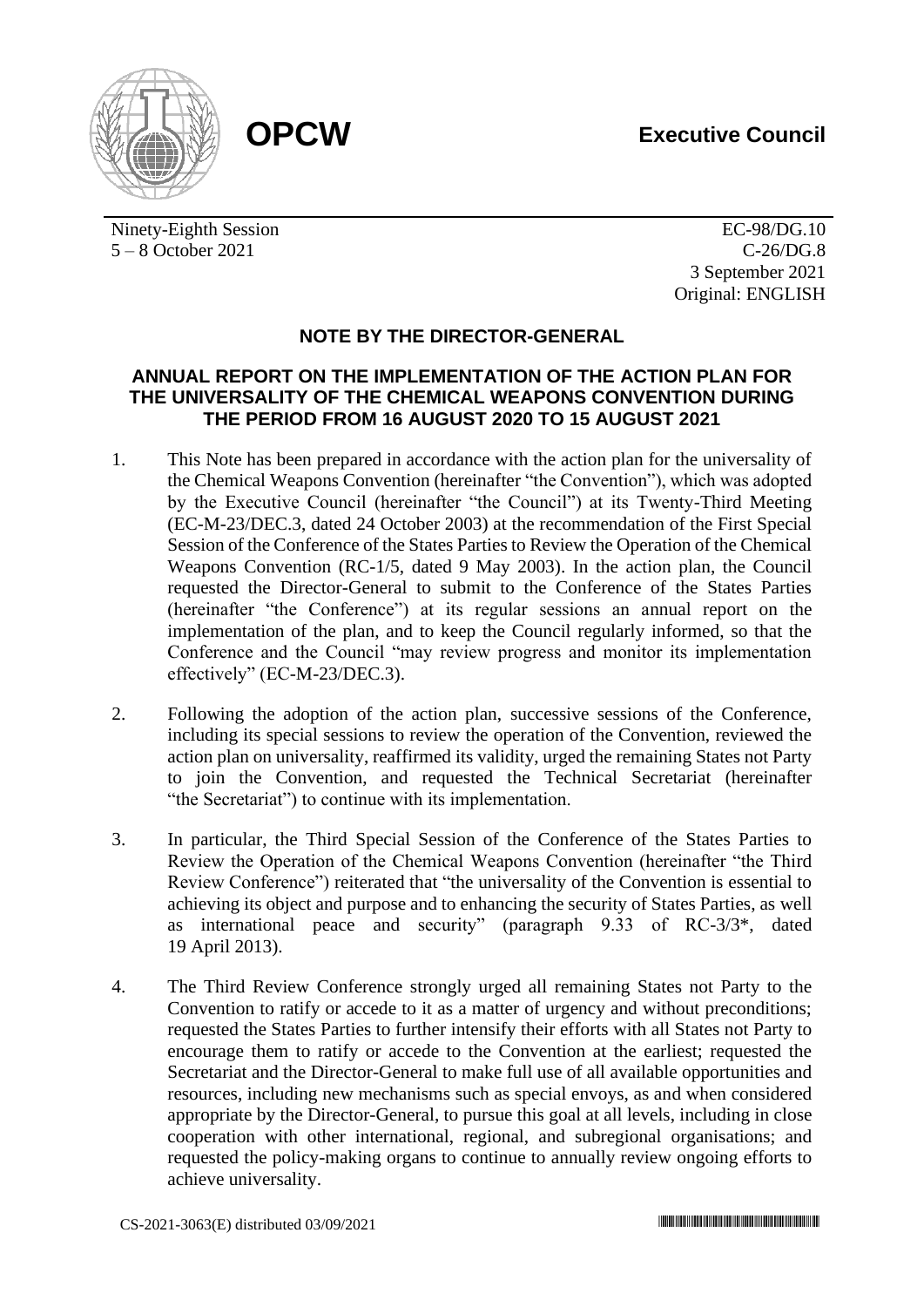**OPCW**

**Executive Council**

Ninety-Eighth Session
5 – 8 October 2021

EC-98/DG.10
C-26/DG.8
3 September 2021
Original: ENGLISH

## NOTE BY THE DIRECTOR-GENERAL

### ANNUAL REPORT ON THE IMPLEMENTATION OF THE ACTION PLAN FOR THE UNIVERSALITY OF THE CHEMICAL WEAPONS CONVENTION DURING THE PERIOD FROM 16 AUGUST 2020 TO 15 AUGUST 2021

1. This Note has been prepared in accordance with the action plan for the universality of the Chemical Weapons Convention (hereinafter "the Convention"), which was adopted by the Executive Council (hereinafter "the Council") at its Twenty-Third Meeting (EC-M-23/DEC.3, dated 24 October 2003) at the recommendation of the First Special Session of the Conference of the States Parties to Review the Operation of the Chemical Weapons Convention (RC-1/5, dated 9 May 2003). In the action plan, the Council requested the Director-General to submit to the Conference of the States Parties (hereinafter "the Conference") at its regular sessions an annual report on the implementation of the plan, and to keep the Council regularly informed, so that the Conference and the Council "may review progress and monitor its implementation effectively" (EC-M-23/DEC.3).

2. Following the adoption of the action plan, successive sessions of the Conference, including its special sessions to review the operation of the Convention, reviewed the action plan on universality, reaffirmed its validity, urged the remaining States not Party to join the Convention, and requested the Technical Secretariat (hereinafter "the Secretariat") to continue with its implementation.

3. In particular, the Third Special Session of the Conference of the States Parties to Review the Operation of the Chemical Weapons Convention (hereinafter "the Third Review Conference") reiterated that "the universality of the Convention is essential to achieving its object and purpose and to enhancing the security of States Parties, as well as international peace and security" (paragraph 9.33 of RC-3/3*, dated 19 April 2013).

4. The Third Review Conference strongly urged all remaining States not Party to the Convention to ratify or accede to it as a matter of urgency and without preconditions; requested the States Parties to further intensify their efforts with all States not Party to encourage them to ratify or accede to the Convention at the earliest; requested the Secretariat and the Director-General to make full use of all available opportunities and resources, including new mechanisms such as special envoys, as and when considered appropriate by the Director-General, to pursue this goal at all levels, including in close cooperation with other international, regional, and subregional organisations; and requested the policy-making organs to continue to annually review ongoing efforts to achieve universality.

CS-2021-3063(E) distributed 03/09/2021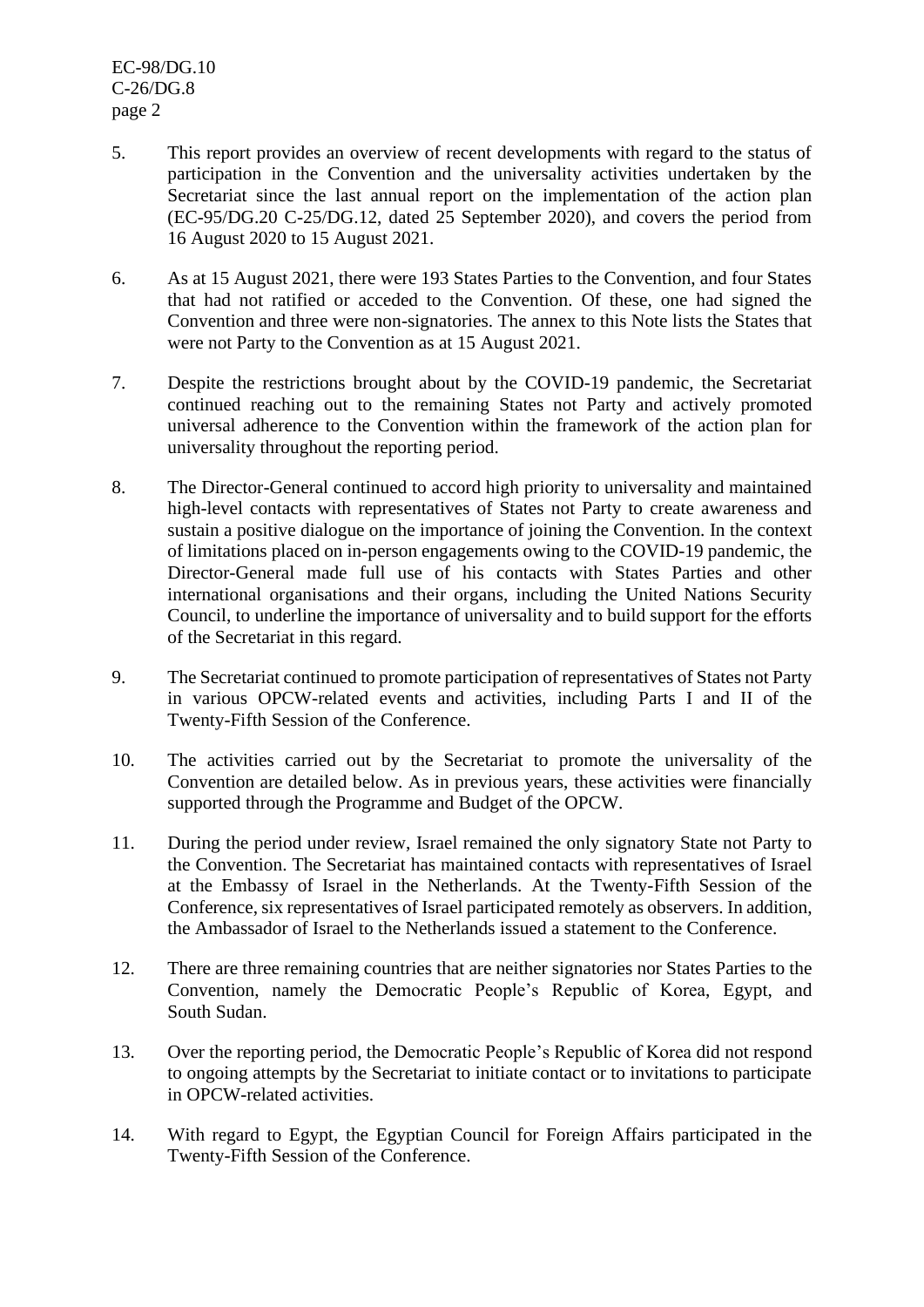5. This report provides an overview of recent developments with regard to the status of participation in the Convention and the universality activities undertaken by the Secretariat since the last annual report on the implementation of the action plan (EC-95/DG.20 C-25/DG.12, dated 25 September 2020), and covers the period from 16 August 2020 to 15 August 2021.

6. As at 15 August 2021, there were 193 States Parties to the Convention, and four States that had not ratified or acceded to the Convention. Of these, one had signed the Convention and three were non-signatories. The annex to this Note lists the States that were not Party to the Convention as at 15 August 2021.

7. Despite the restrictions brought about by the COVID-19 pandemic, the Secretariat continued reaching out to the remaining States not Party and actively promoted universal adherence to the Convention within the framework of the action plan for universality throughout the reporting period.

8. The Director-General continued to accord high priority to universality and maintained high-level contacts with representatives of States not Party to create awareness and sustain a positive dialogue on the importance of joining the Convention. In the context of limitations placed on in-person engagements owing to the COVID-19 pandemic, the Director-General made full use of his contacts with States Parties and other international organisations and their organs, including the United Nations Security Council, to underline the importance of universality and to build support for the efforts of the Secretariat in this regard.

9. The Secretariat continued to promote participation of representatives of States not Party in various OPCW-related events and activities, including Parts I and II of the Twenty-Fifth Session of the Conference.

10. The activities carried out by the Secretariat to promote the universality of the Convention are detailed below. As in previous years, these activities were financially supported through the Programme and Budget of the OPCW.

11. During the period under review, Israel remained the only signatory State not Party to the Convention. The Secretariat has maintained contacts with representatives of Israel at the Embassy of Israel in the Netherlands. At the Twenty-Fifth Session of the Conference, six representatives of Israel participated remotely as observers. In addition, the Ambassador of Israel to the Netherlands issued a statement to the Conference.

12. There are three remaining countries that are neither signatories nor States Parties to the Convention, namely the Democratic People's Republic of Korea, Egypt, and South Sudan.

13. Over the reporting period, the Democratic People's Republic of Korea did not respond to ongoing attempts by the Secretariat to initiate contact or to invitations to participate in OPCW-related activities.

14. With regard to Egypt, the Egyptian Council for Foreign Affairs participated in the Twenty-Fifth Session of the Conference.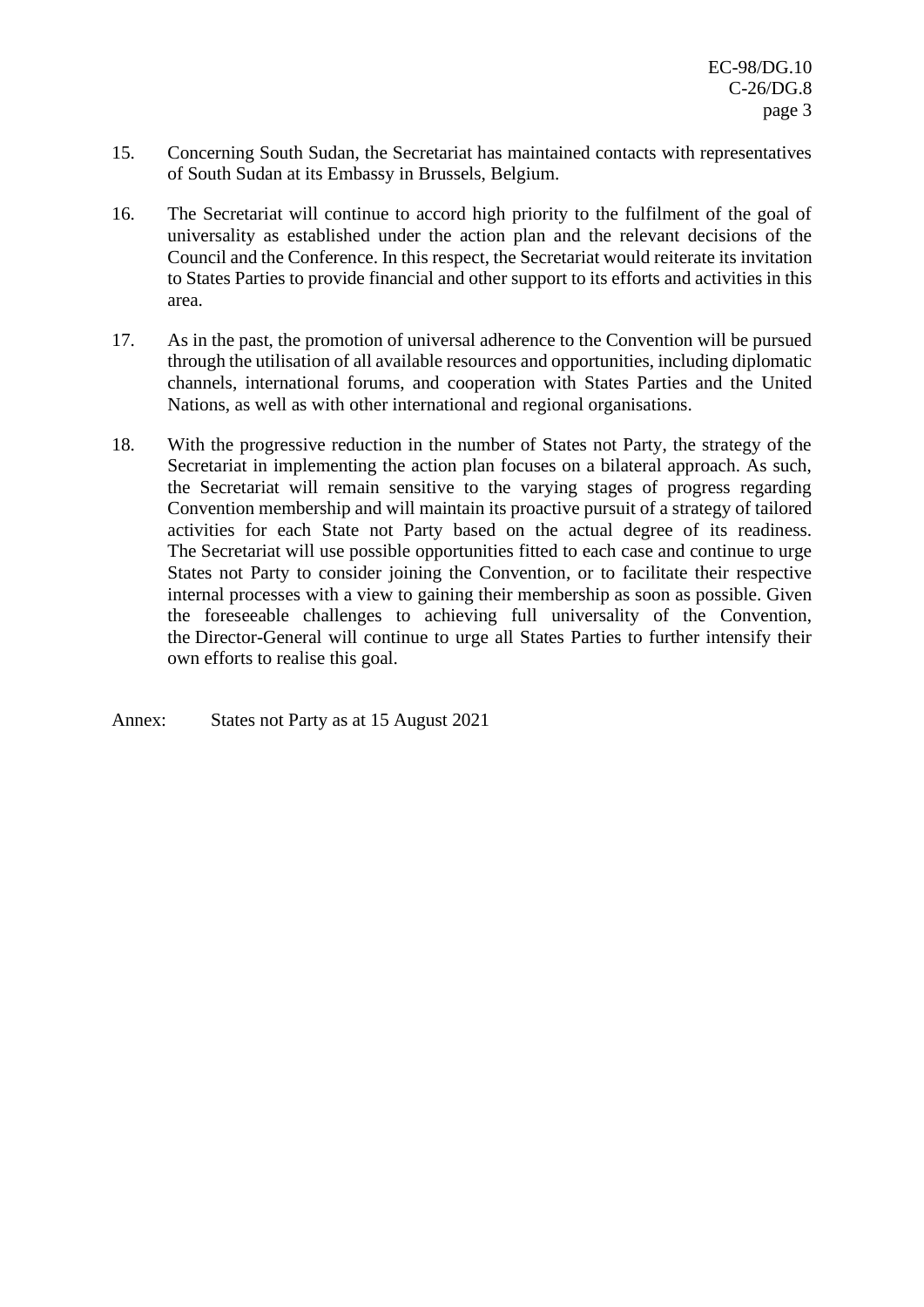15. Concerning South Sudan, the Secretariat has maintained contacts with representatives of South Sudan at its Embassy in Brussels, Belgium.

16. The Secretariat will continue to accord high priority to the fulfilment of the goal of universality as established under the action plan and the relevant decisions of the Council and the Conference. In this respect, the Secretariat would reiterate its invitation to States Parties to provide financial and other support to its efforts and activities in this area.

17. As in the past, the promotion of universal adherence to the Convention will be pursued through the utilisation of all available resources and opportunities, including diplomatic channels, international forums, and cooperation with States Parties and the United Nations, as well as with other international and regional organisations.

18. With the progressive reduction in the number of States not Party, the strategy of the Secretariat in implementing the action plan focuses on a bilateral approach. As such, the Secretariat will remain sensitive to the varying stages of progress regarding Convention membership and will maintain its proactive pursuit of a strategy of tailored activities for each State not Party based on the actual degree of its readiness. The Secretariat will use possible opportunities fitted to each case and continue to urge States not Party to consider joining the Convention, or to facilitate their respective internal processes with a view to gaining their membership as soon as possible. Given the foreseeable challenges to achieving full universality of the Convention, the Director-General will continue to urge all States Parties to further intensify their own efforts to realise this goal.

Annex: States not Party as at 15 August 2021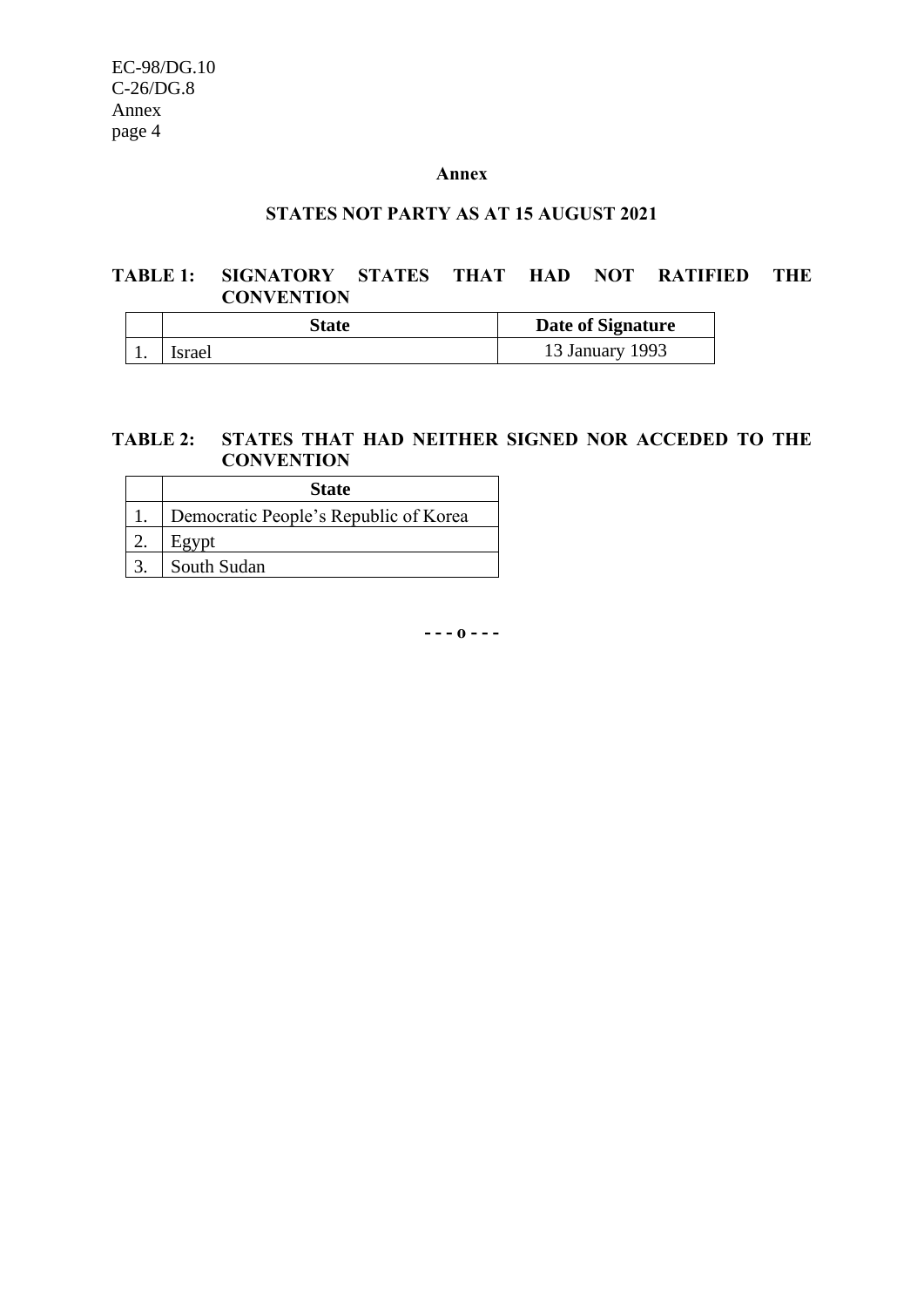## Annex

## STATES NOT PARTY AS AT 15 AUGUST 2021

### TABLE 1: SIGNATORY STATES THAT HAD NOT RATIFIED THE CONVENTION

| | State | Date of Signature |
|---|---|---|
| 1. | Israel | 13 January 1993 |

### TABLE 2: STATES THAT HAD NEITHER SIGNED NOR ACCEDED TO THE CONVENTION

| | State |
|---|---|
| 1. | Democratic People's Republic of Korea |
| 2. | Egypt |
| 3. | South Sudan |

- - - o - - -